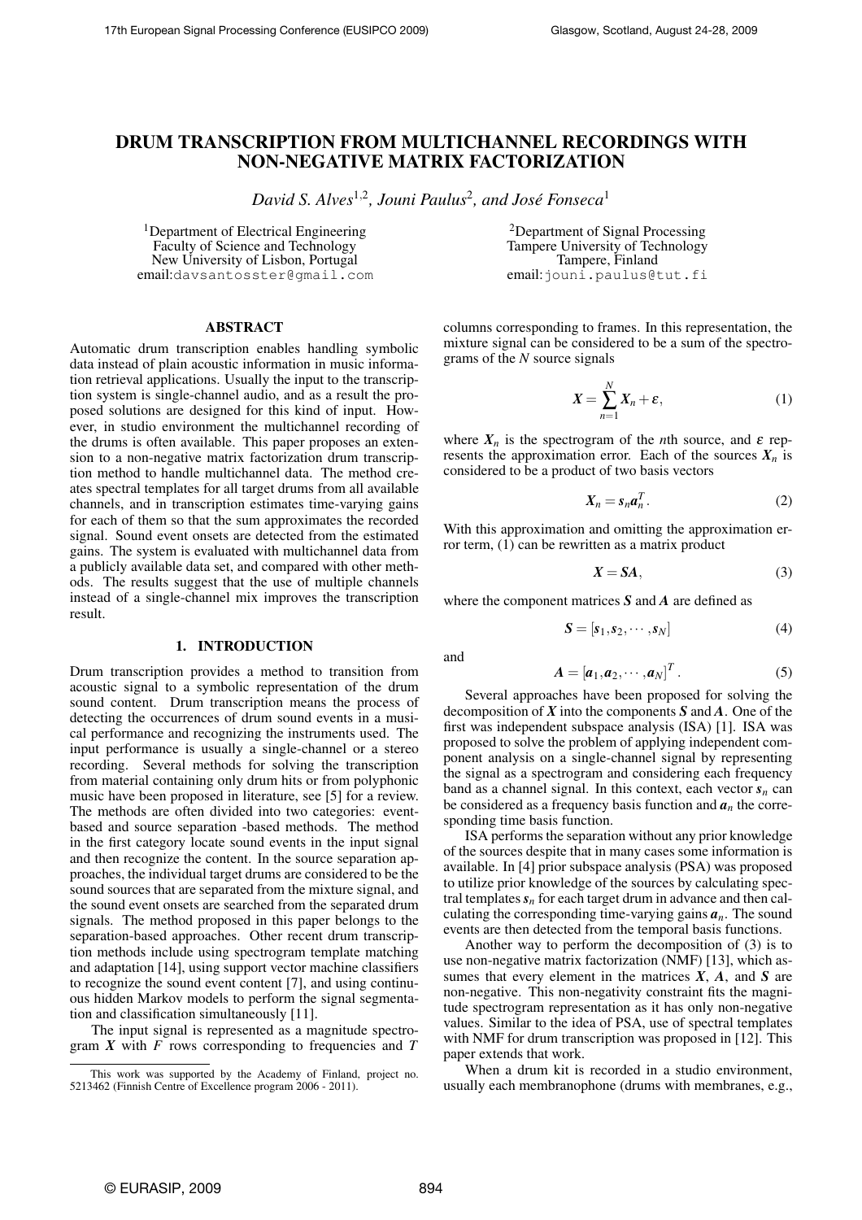# DRUM TRANSCRIPTION FROM MULTICHANNEL RECORDINGS WITH NON-NEGATIVE MATRIX FACTORIZATION

*David S. Alves*[1,2], *Jouni Paulus*[2], *and José Fonseca*[1]

[1]Department of Electrical Engineering
Faculty of Science and Technology
New University of Lisbon, Portugal
email:davsantosster@gmail.com

[2]Department of Signal Processing
Tampere University of Technology
Tampere, Finland
email:jouni.paulus@tut.fi

## ABSTRACT

Automatic drum transcription enables handling symbolic data instead of plain acoustic information in music information retrieval applications. Usually the input to the transcription system is single-channel audio, and as a result the proposed solutions are designed for this kind of input. However, in studio environment the multichannel recording of the drums is often available. This paper proposes an extension to a non-negative matrix factorization drum transcription method to handle multichannel data. The method creates spectral templates for all target drums from all available channels, and in transcription estimates time-varying gains for each of them so that the sum approximates the recorded signal. Sound event onsets are detected from the estimated gains. The system is evaluated with multichannel data from a publicly available data set, and compared with other methods. The results suggest that the use of multiple channels instead of a single-channel mix improves the transcription result.

## 1. INTRODUCTION

Drum transcription provides a method to transition from acoustic signal to a symbolic representation of the drum sound content. Drum transcription means the process of detecting the occurrences of drum sound events in a musical performance and recognizing the instruments used. The input performance is usually a single-channel or a stereo recording. Several methods for solving the transcription from material containing only drum hits or from polyphonic music have been proposed in literature, see [5] for a review. The methods are often divided into two categories: event-based and source separation -based methods. The method in the first category locate sound events in the input signal and then recognize the content. In the source separation approaches, the individual target drums are considered to be the sound sources that are separated from the mixture signal, and the sound event onsets are searched from the separated drum signals. The method proposed in this paper belongs to the separation-based approaches. Other recent drum transcription methods include using spectrogram template matching and adaptation [14], using support vector machine classifiers to recognize the sound event content [7], and using continuous hidden Markov models to perform the signal segmentation and classification simultaneously [11].

The input signal is represented as a magnitude spectrogram $\boldsymbol{X}$ with $F$ rows corresponding to frequencies and $T$ columns corresponding to frames. In this representation, the mixture signal can be considered to be a sum of the spectrograms of the $N$ source signals

$$\boldsymbol{X} = \sum_{n=1}^{N} \boldsymbol{X}_n + \varepsilon, \tag{1}$$

where $\boldsymbol{X}_n$ is the spectrogram of the $n$th source, and $\varepsilon$ represents the approximation error. Each of the sources $\boldsymbol{X}_n$ is considered to be a product of two basis vectors

$$\boldsymbol{X}_n = \boldsymbol{s}_n \boldsymbol{a}_n^T. \tag{2}$$

With this approximation and omitting the approximation error term, (1) can be rewritten as a matrix product

$$\boldsymbol{X} = \boldsymbol{S}\boldsymbol{A}, \tag{3}$$

where the component matrices $\boldsymbol{S}$ and $\boldsymbol{A}$ are defined as

$$\boldsymbol{S} = [\boldsymbol{s}_1, \boldsymbol{s}_2, \cdots, \boldsymbol{s}_N] \tag{4}$$

and

$$\boldsymbol{A} = [\boldsymbol{a}_1, \boldsymbol{a}_2, \cdots, \boldsymbol{a}_N]^T. \tag{5}$$

Several approaches have been proposed for solving the decomposition of $\boldsymbol{X}$ into the components $\boldsymbol{S}$ and $\boldsymbol{A}$. One of the first was independent subspace analysis (ISA) [1]. ISA was proposed to solve the problem of applying independent component analysis on a single-channel signal by representing the signal as a spectrogram and considering each frequency band as a channel signal. In this context, each vector $\boldsymbol{s}_n$ can be considered as a frequency basis function and $\boldsymbol{a}_n$ the corresponding time basis function.

ISA performs the separation without any prior knowledge of the sources despite that in many cases some information is available. In [4] prior subspace analysis (PSA) was proposed to utilize prior knowledge of the sources by calculating spectral templates $\boldsymbol{s}_n$ for each target drum in advance and then calculating the corresponding time-varying gains $\boldsymbol{a}_n$. The sound events are then detected from the temporal basis functions.

Another way to perform the decomposition of (3) is to use non-negative matrix factorization (NMF) [13], which assumes that every element in the matrices $\boldsymbol{X}$, $\boldsymbol{A}$, and $\boldsymbol{S}$ are non-negative. This non-negativity constraint fits the magnitude spectrogram representation as it has only non-negative values. Similar to the idea of PSA, use of spectral templates with NMF for drum transcription was proposed in [12]. This paper extends that work.

When a drum kit is recorded in a studio environment, usually each membranophone (drums with membranes, e.g.,

This work was supported by the Academy of Finland, project no. 5213462 (Finnish Centre of Excellence program 2006 - 2011).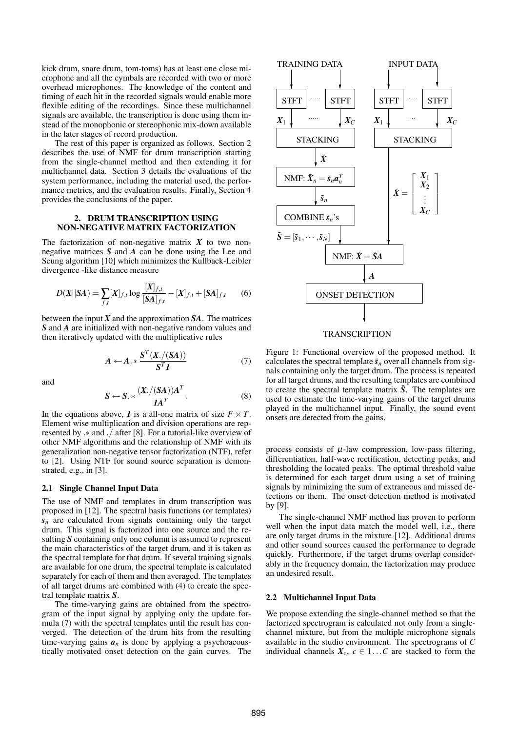kick drum, snare drum, tom-toms) has at least one close microphone and all the cymbals are recorded with two or more overhead microphones. The knowledge of the content and timing of each hit in the recorded signals would enable more flexible editing of the recordings. Since these multichannel signals are available, the transcription is done using them instead of the monophonic or stereophonic mix-down available in the later stages of record production.

The rest of this paper is organized as follows. Section 2 describes the use of NMF for drum transcription starting from the single-channel method and then extending it for multichannel data. Section 3 details the evaluations of the system performance, including the material used, the performance metrics, and the evaluation results. Finally, Section 4 provides the conclusions of the paper.

## 2. DRUM TRANSCRIPTION USING NON-NEGATIVE MATRIX FACTORIZATION

The factorization of non-negative matrix $\boldsymbol{X}$ to two non-negative matrices $\boldsymbol{S}$ and $\boldsymbol{A}$ can be done using the Lee and Seung algorithm [10] which minimizes the Kullback-Leibler divergence -like distance measure

$$D(\boldsymbol{X}||\boldsymbol{SA}) = \sum_{f,t} [\boldsymbol{X}]_{f,t} \log \frac{[\boldsymbol{X}]_{f,t}}{[\boldsymbol{SA}]_{f,t}} - [\boldsymbol{X}]_{f,t} + [\boldsymbol{SA}]_{f,t} \qquad (6)$$

between the input $\boldsymbol{X}$ and the approximation $\boldsymbol{SA}$. The matrices $\boldsymbol{S}$ and $\boldsymbol{A}$ are initialized with non-negative random values and then iteratively updated with the multiplicative rules

$$\boldsymbol{A} \leftarrow \boldsymbol{A}.* \frac{\boldsymbol{S}^T(\boldsymbol{X}./(\boldsymbol{SA}))}{\boldsymbol{S}^T\boldsymbol{1}} \qquad (7)$$

and

$$\boldsymbol{S} \leftarrow \boldsymbol{S}.* \frac{(\boldsymbol{X}./(\boldsymbol{SA}))\boldsymbol{A}^T}{\boldsymbol{1}\boldsymbol{A}^T}. \qquad (8)$$

In the equations above, $\boldsymbol{1}$ is a all-one matrix of size $F \times T$. Element wise multiplication and division operations are represented by $.*$ and $./$ after [8]. For a tutorial-like overview of other NMF algorithms and the relationship of NMF with its generalization non-negative tensor factorization (NTF), refer to [2]. Using NTF for sound source separation is demonstrated, e.g., in [3].

### 2.1 Single Channel Input Data

The use of NMF and templates in drum transcription was proposed in [12]. The spectral basis functions (or templates) $\boldsymbol{s}_n$ are calculated from signals containing only the target drum. This signal is factorized into one source and the resulting $\boldsymbol{S}$ containing only one column is assumed to represent the main characteristics of the target drum, and it is taken as the spectral template for that drum. If several training signals are available for one drum, the spectral template is calculated separately for each of them and then averaged. The templates of all target drums are combined with (4) to create the spectral template matrix $\boldsymbol{S}$.

The time-varying gains are obtained from the spectrogram of the input signal by applying only the update formula (7) with the spectral templates until the result has converged. The detection of the drum hits from the resulting time-varying gains $\boldsymbol{a}_n$ is done by applying a psychoacoustically motivated onset detection on the gain curves. The process consists of $\mu$-law compression, low-pass filtering, differentiation, half-wave rectification, detecting peaks, and thresholding the located peaks. The optimal threshold value is determined for each target drum using a set of training signals by minimizing the sum of extraneous and missed detections on them. The onset detection method is motivated by [9].

The single-channel NMF method has proven to perform well when the input data match the model well, i.e., there are only target drums in the mixture [12]. Additional drums and other sound sources caused the performance to degrade quickly. Furthermore, if the target drums overlap considerably in the frequency domain, the factorization may produce an undesired result.

Figure 1: Functional overview of the proposed method. It calculates the spectral template $\tilde{\boldsymbol{s}}_n$ over all channels from signals containing only the target drum. The process is repeated for all target drums, and the resulting templates are combined to create the spectral template matrix $\tilde{\boldsymbol{S}}$. The templates are used to estimate the time-varying gains of the target drums played in the multichannel input. Finally, the sound event onsets are detected from the gains.

### 2.2 Multichannel Input Data

We propose extending the single-channel method so that the factorized spectrogram is calculated not only from a single-channel mixture, but from the multiple microphone signals available in the studio environment. The spectrograms of $C$ individual channels $\boldsymbol{X}_c$, $c \in 1 \ldots C$ are stacked to form the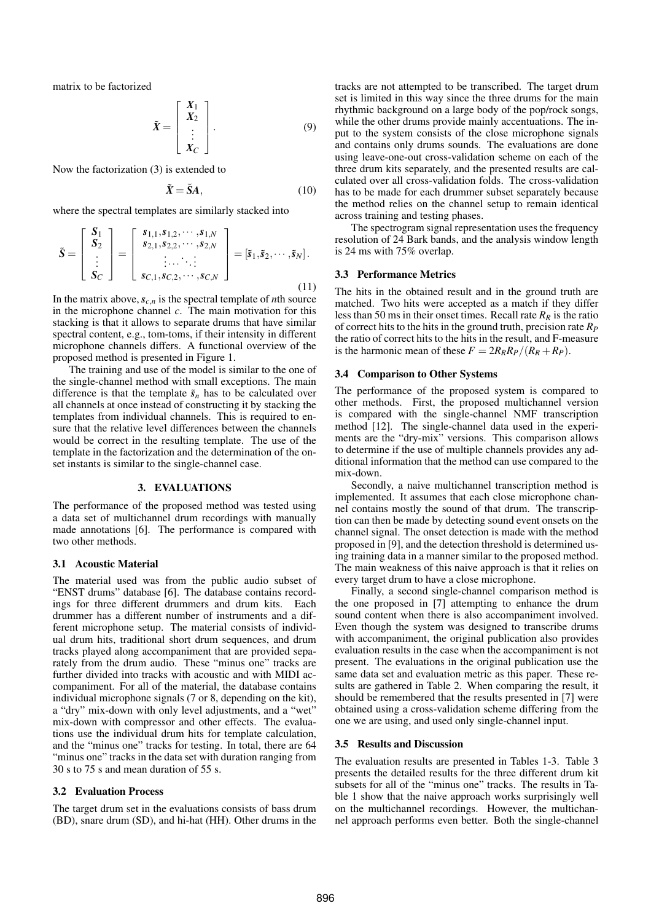matrix to be factorized

$$\tilde{\boldsymbol{X}} = \begin{bmatrix} \boldsymbol{X}_1 \\ \boldsymbol{X}_2 \\ \vdots \\ \boldsymbol{X}_C \end{bmatrix}. \tag{9}$$

Now the factorization (3) is extended to

$$\tilde{\boldsymbol{X}} = \tilde{\boldsymbol{S}}\boldsymbol{A}, \tag{10}$$

where the spectral templates are similarly stacked into

$$\tilde{\boldsymbol{S}} = \begin{bmatrix} \boldsymbol{S}_1 \\ \boldsymbol{S}_2 \\ \vdots \\ \boldsymbol{S}_C \end{bmatrix} = \begin{bmatrix} \boldsymbol{s}_{1,1}, \boldsymbol{s}_{1,2}, \cdots, \boldsymbol{s}_{1,N} \\ \boldsymbol{s}_{2,1}, \boldsymbol{s}_{2,2}, \cdots, \boldsymbol{s}_{2,N} \\ \vdots \cdots \ddots \vdots \\ \boldsymbol{s}_{C,1}, \boldsymbol{s}_{C,2}, \cdots, \boldsymbol{s}_{C,N} \end{bmatrix} = [\tilde{\boldsymbol{s}}_1, \tilde{\boldsymbol{s}}_2, \cdots, \tilde{\boldsymbol{s}}_N]. \tag{11}$$

In the matrix above, $\boldsymbol{s}_{c,n}$ is the spectral template of $n$th source in the microphone channel $c$. The main motivation for this stacking is that it allows to separate drums that have similar spectral content, e.g., tom-toms, if their intensity in different microphone channels differs. A functional overview of the proposed method is presented in Figure 1.

The training and use of the model is similar to the one of the single-channel method with small exceptions. The main difference is that the template $\tilde{\boldsymbol{s}}_n$ has to be calculated over all channels at once instead of constructing it by stacking the templates from individual channels. This is required to ensure that the relative level differences between the channels would be correct in the resulting template. The use of the template in the factorization and the determination of the onset instants is similar to the single-channel case.

## 3. EVALUATIONS

The performance of the proposed method was tested using a data set of multichannel drum recordings with manually made annotations [6]. The performance is compared with two other methods.

### 3.1 Acoustic Material

The material used was from the public audio subset of "ENST drums" database [6]. The database contains recordings for three different drummers and drum kits. Each drummer has a different number of instruments and a different microphone setup. The material consists of individual drum hits, traditional short drum sequences, and drum tracks played along accompaniment that are provided separately from the drum audio. These "minus one" tracks are further divided into tracks with acoustic and with MIDI accompaniment. For all of the material, the database contains individual microphone signals (7 or 8, depending on the kit), a "dry" mix-down with only level adjustments, and a "wet" mix-down with compressor and other effects. The evaluations use the individual drum hits for template calculation, and the "minus one" tracks for testing. In total, there are 64 "minus one" tracks in the data set with duration ranging from 30 s to 75 s and mean duration of 55 s.

### 3.2 Evaluation Process

The target drum set in the evaluations consists of bass drum (BD), snare drum (SD), and hi-hat (HH). Other drums in the tracks are not attempted to be transcribed. The target drum set is limited in this way since the three drums for the main rhythmic background on a large body of the pop/rock songs, while the other drums provide mainly accentuations. The input to the system consists of the close microphone signals and contains only drums sounds. The evaluations are done using leave-one-out cross-validation scheme on each of the three drum kits separately, and the presented results are calculated over all cross-validation folds. The cross-validation has to be made for each drummer subset separately because the method relies on the channel setup to remain identical across training and testing phases.

The spectrogram signal representation uses the frequency resolution of 24 Bark bands, and the analysis window length is 24 ms with 75% overlap.

### 3.3 Performance Metrics

The hits in the obtained result and in the ground truth are matched. Two hits were accepted as a match if they differ less than 50 ms in their onset times. Recall rate $R_R$ is the ratio of correct hits to the hits in the ground truth, precision rate $R_P$ the ratio of correct hits to the hits in the result, and F-measure is the harmonic mean of these $F = 2R_R R_P/(R_R + R_P)$.

### 3.4 Comparison to Other Systems

The performance of the proposed system is compared to other methods. First, the proposed multichannel version is compared with the single-channel NMF transcription method [12]. The single-channel data used in the experiments are the "dry-mix" versions. This comparison allows to determine if the use of multiple channels provides any additional information that the method can use compared to the mix-down.

Secondly, a naive multichannel transcription method is implemented. It assumes that each close microphone channel contains mostly the sound of that drum. The transcription can then be made by detecting sound event onsets on the channel signal. The onset detection is made with the method proposed in [9], and the detection threshold is determined using training data in a manner similar to the proposed method. The main weakness of this naive approach is that it relies on every target drum to have a close microphone.

Finally, a second single-channel comparison method is the one proposed in [7] attempting to enhance the drum sound content when there is also accompaniment involved. Even though the system was designed to transcribe drums with accompaniment, the original publication also provides evaluation results in the case when the accompaniment is not present. The evaluations in the original publication use the same data set and evaluation metric as this paper. These results are gathered in Table 2. When comparing the result, it should be remembered that the results presented in [7] were obtained using a cross-validation scheme differing from the one we are using, and used only single-channel input.

### 3.5 Results and Discussion

The evaluation results are presented in Tables 1-3. Table 3 presents the detailed results for the three different drum kit subsets for all of the "minus one" tracks. The results in Table 1 show that the naive approach works surprisingly well on the multichannel recordings. However, the multichannel approach performs even better. Both the single-channel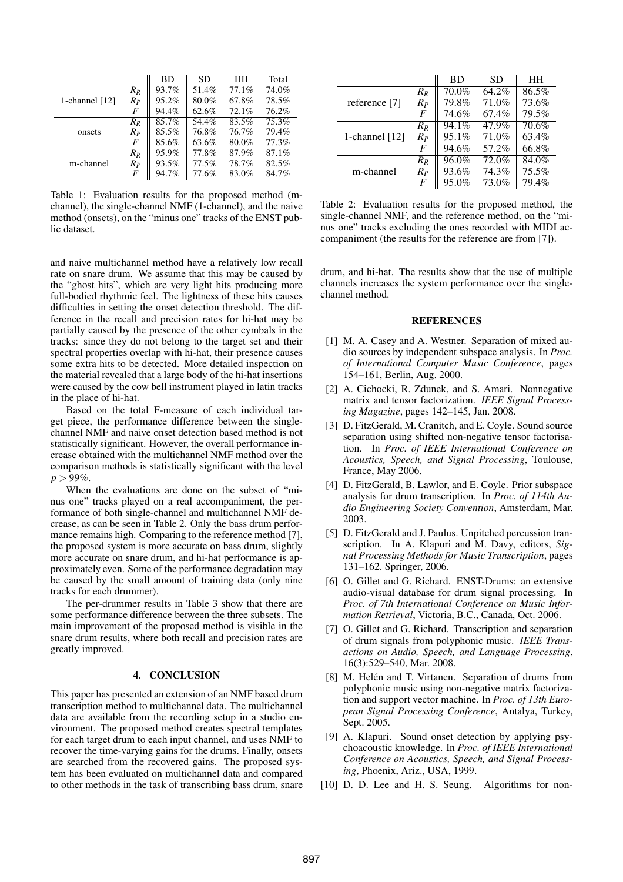| | | BD | SD | HH | Total |
|---|---|---|---|---|---|
| 1-channel [12] | $R_R$ | 93.7% | 51.4% | 77.1% | 74.0% |
| | $R_P$ | 95.2% | 80.0% | 67.8% | 78.5% |
| | $F$ | 94.4% | 62.6% | 72.1% | 76.2% |
| onsets | $R_R$ | 85.7% | 54.4% | 83.5% | 75.3% |
| | $R_P$ | 85.5% | 76.8% | 76.7% | 79.4% |
| | $F$ | 85.6% | 63.6% | 80.0% | 77.3% |
| m-channel | $R_R$ | 95.9% | 77.8% | 87.9% | 87.1% |
| | $R_P$ | 93.5% | 77.5% | 78.7% | 82.5% |
| | $F$ | 94.7% | 77.6% | 83.0% | 84.7% |

Table 1: Evaluation results for the proposed method (m-channel), the single-channel NMF (1-channel), and the naive method (onsets), on the "minus one" tracks of the ENST public dataset.

and naive multichannel method have a relatively low recall rate on snare drum. We assume that this may be caused by the "ghost hits", which are very light hits producing more full-bodied rhythmic feel. The lightness of these hits causes difficulties in setting the onset detection threshold. The difference in the recall and precision rates for hi-hat may be partially caused by the presence of the other cymbals in the tracks: since they do not belong to the target set and their spectral properties overlap with hi-hat, their presence causes some extra hits to be detected. More detailed inspection on the material revealed that a large body of the hi-hat insertions were caused by the cow bell instrument played in latin tracks in the place of hi-hat.

Based on the total F-measure of each individual target piece, the performance difference between the single-channel NMF and naive onset detection based method is not statistically significant. However, the overall performance increase obtained with the multichannel NMF method over the comparison methods is statistically significant with the level $p > 99\%$.

When the evaluations are done on the subset of "minus one" tracks played on a real accompaniment, the performance of both single-channel and multichannel NMF decrease, as can be seen in Table 2. Only the bass drum performance remains high. Comparing to the reference method [7], the proposed system is more accurate on bass drum, slightly more accurate on snare drum, and hi-hat performance is approximately even. Some of the performance degradation may be caused by the small amount of training data (only nine tracks for each drummer).

The per-drummer results in Table 3 show that there are some performance difference between the three subsets. The main improvement of the proposed method is visible in the snare drum results, where both recall and precision rates are greatly improved.

| | | BD | SD | HH |
|---|---|---|---|---|
| reference [7] | $R_R$ | 70.0% | 64.2% | 86.5% |
| | $R_P$ | 79.8% | 71.0% | 73.6% |
| | $F$ | 74.6% | 67.4% | 79.5% |
| 1-channel [12] | $R_R$ | 94.1% | 47.9% | 70.6% |
| | $R_P$ | 95.1% | 71.0% | 63.4% |
| | $F$ | 94.6% | 57.2% | 66.8% |
| m-channel | $R_R$ | 96.0% | 72.0% | 84.0% |
| | $R_P$ | 93.6% | 74.3% | 75.5% |
| | $F$ | 95.0% | 73.0% | 79.4% |

Table 2: Evaluation results for the proposed method, the single-channel NMF, and the reference method, on the "minus one" tracks excluding the ones recorded with MIDI accompaniment (the results for the reference are from [7]).

## 4. CONCLUSION

This paper has presented an extension of an NMF based drum transcription method to multichannel data. The multichannel data are available from the recording setup in a studio environment. The proposed method creates spectral templates for each target drum to each input channel, and uses NMF to recover the time-varying gains for the drums. Finally, onsets are searched from the recovered gains. The proposed system has been evaluated on multichannel data and compared to other methods in the task of transcribing bass drum, snare drum, and hi-hat. The results show that the use of multiple channels increases the system performance over the single-channel method.

## REFERENCES

[1] M. A. Casey and A. Westner. Separation of mixed audio sources by independent subspace analysis. In *Proc. of International Computer Music Conference*, pages 154–161, Berlin, Aug. 2000.

[2] A. Cichocki, R. Zdunek, and S. Amari. Nonnegative matrix and tensor factorization. *IEEE Signal Processing Magazine*, pages 142–145, Jan. 2008.

[3] D. FitzGerald, M. Cranitch, and E. Coyle. Sound source separation using shifted non-negative tensor factorisation. In *Proc. of IEEE International Conference on Acoustics, Speech, and Signal Processing*, Toulouse, France, May 2006.

[4] D. FitzGerald, B. Lawlor, and E. Coyle. Prior subspace analysis for drum transcription. In *Proc. of 114th Audio Engineering Society Convention*, Amsterdam, Mar. 2003.

[5] D. FitzGerald and J. Paulus. Unpitched percussion transcription. In A. Klapuri and M. Davy, editors, *Signal Processing Methods for Music Transcription*, pages 131–162. Springer, 2006.

[6] O. Gillet and G. Richard. ENST-Drums: an extensive audio-visual database for drum signal processing. In *Proc. of 7th International Conference on Music Information Retrieval*, Victoria, B.C., Canada, Oct. 2006.

[7] O. Gillet and G. Richard. Transcription and separation of drum signals from polyphonic music. *IEEE Transactions on Audio, Speech, and Language Processing*, 16(3):529–540, Mar. 2008.

[8] M. Helén and T. Virtanen. Separation of drums from polyphonic music using non-negative matrix factorization and support vector machine. In *Proc. of 13th European Signal Processing Conference*, Antalya, Turkey, Sept. 2005.

[9] A. Klapuri. Sound onset detection by applying psychoacoustic knowledge. In *Proc. of IEEE International Conference on Acoustics, Speech, and Signal Processing*, Phoenix, Ariz., USA, 1999.

[10] D. D. Lee and H. S. Seung. Algorithms for non-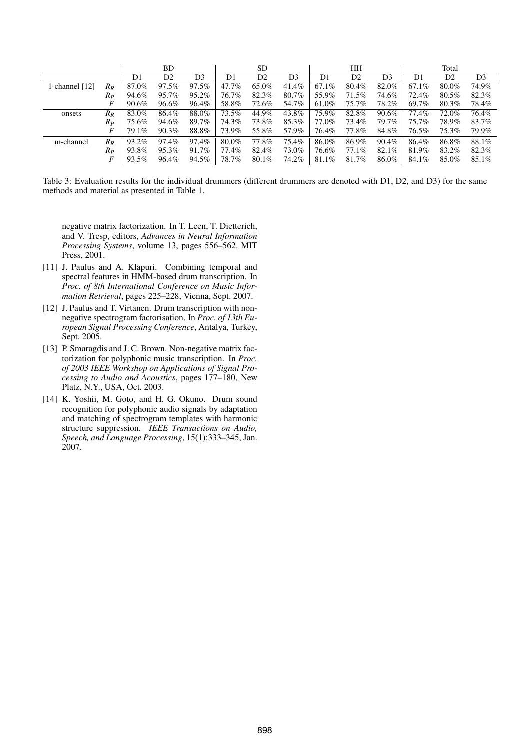| | | BD | | | SD | | | HH | | | Total | | |
|---|---|---|---|---|---|---|---|---|---|---|---|---|---|
| | | D1 | D2 | D3 | D1 | D2 | D3 | D1 | D2 | D3 | D1 | D2 | D3 |
| 1-channel [12] | $R_R$ | 87.0% | 97.5% | 97.5% | 47.7% | 65.0% | 41.4% | 67.1% | 80.4% | 82.0% | 67.1% | 80.0% | 74.9% |
| | $R_P$ | 94.6% | 95.7% | 95.2% | 76.7% | 82.3% | 80.7% | 55.9% | 71.5% | 74.6% | 72.4% | 80.5% | 82.3% |
| | $F$ | 90.6% | 96.6% | 96.4% | 58.8% | 72.6% | 54.7% | 61.0% | 75.7% | 78.2% | 69.7% | 80.3% | 78.4% |
| onsets | $R_R$ | 83.0% | 86.4% | 88.0% | 73.5% | 44.9% | 43.8% | 75.9% | 82.8% | 90.6% | 77.4% | 72.0% | 76.4% |
| | $R_P$ | 75.6% | 94.6% | 89.7% | 74.3% | 73.8% | 85.3% | 77.0% | 73.4% | 79.7% | 75.7% | 78.9% | 83.7% |
| | $F$ | 79.1% | 90.3% | 88.8% | 73.9% | 55.8% | 57.9% | 76.4% | 77.8% | 84.8% | 76.5% | 75.3% | 79.9% |
| m-channel | $R_R$ | 93.2% | 97.4% | 97.4% | 80.0% | 77.8% | 75.4% | 86.0% | 86.9% | 90.4% | 86.4% | 86.8% | 88.1% |
| | $R_P$ | 93.8% | 95.3% | 91.7% | 77.4% | 82.4% | 73.0% | 76.6% | 77.1% | 82.1% | 81.9% | 83.2% | 82.3% |
| | $F$ | 93.5% | 96.4% | 94.5% | 78.7% | 80.1% | 74.2% | 81.1% | 81.7% | 86.0% | 84.1% | 85.0% | 85.1% |

Table 3: Evaluation results for the individual drummers (different drummers are denoted with D1, D2, and D3) for the same methods and material as presented in Table 1.

negative matrix factorization. In T. Leen, T. Dietterich, and V. Tresp, editors, *Advances in Neural Information Processing Systems*, volume 13, pages 556–562. MIT Press, 2001.

[11] J. Paulus and A. Klapuri. Combining temporal and spectral features in HMM-based drum transcription. In *Proc. of 8th International Conference on Music Information Retrieval*, pages 225–228, Vienna, Sept. 2007.

[12] J. Paulus and T. Virtanen. Drum transcription with non-negative spectrogram factorisation. In *Proc. of 13th European Signal Processing Conference*, Antalya, Turkey, Sept. 2005.

[13] P. Smaragdis and J. C. Brown. Non-negative matrix factorization for polyphonic music transcription. In *Proc. of 2003 IEEE Workshop on Applications of Signal Processing to Audio and Acoustics*, pages 177–180, New Platz, N.Y., USA, Oct. 2003.

[14] K. Yoshii, M. Goto, and H. G. Okuno. Drum sound recognition for polyphonic audio signals by adaptation and matching of spectrogram templates with harmonic structure suppression. *IEEE Transactions on Audio, Speech, and Language Processing*, 15(1):333–345, Jan. 2007.